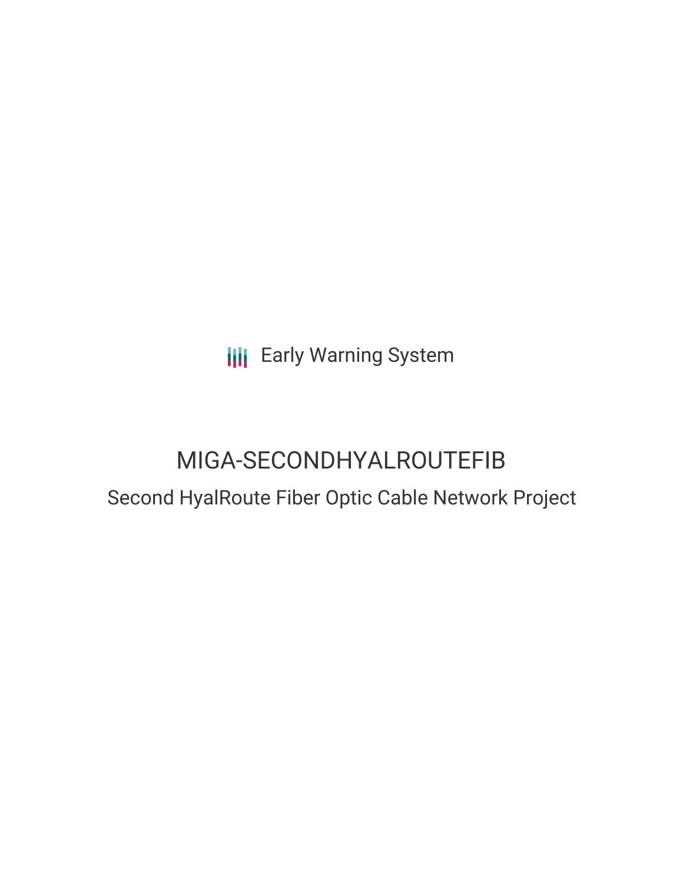Early Warning System

# MIGA-SECONDHYALROUTEFIB

## Second HyalRoute Fiber Optic Cable Network Project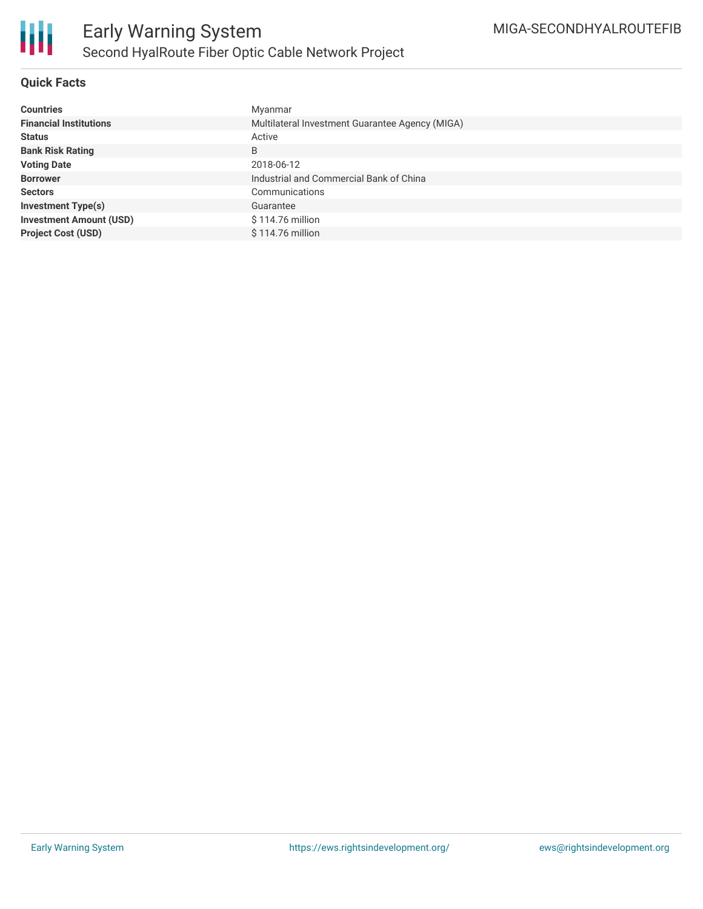## Quick Facts

| | |
|---|---|
| **Countries** | Myanmar |
| **Financial Institutions** | Multilateral Investment Guarantee Agency (MIGA) |
| **Status** | Active |
| **Bank Risk Rating** | B |
| **Voting Date** | 2018-06-12 |
| **Borrower** | Industrial and Commercial Bank of China |
| **Sectors** | Communications |
| **Investment Type(s)** | Guarantee |
| **Investment Amount (USD)** | $ 114.76 million |
| **Project Cost (USD)** | $ 114.76 million |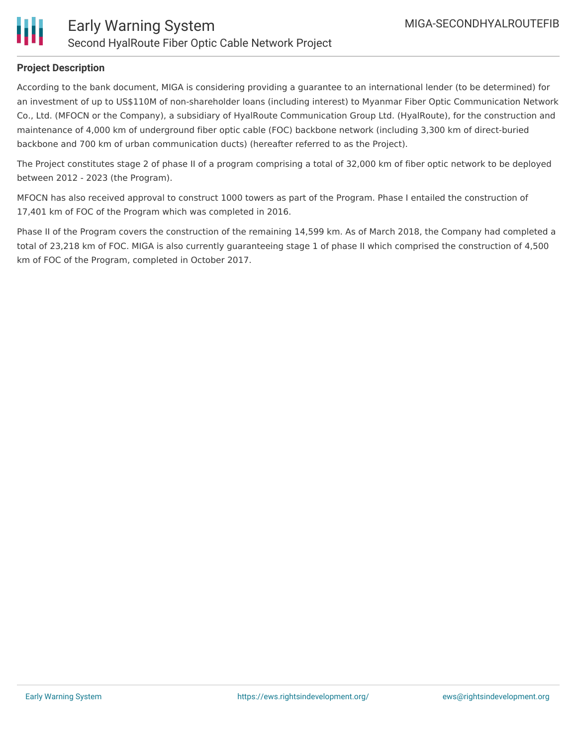## Project Description

According to the bank document, MIGA is considering providing a guarantee to an international lender (to be determined) for an investment of up to US$110M of non-shareholder loans (including interest) to Myanmar Fiber Optic Communication Network Co., Ltd. (MFOCN or the Company), a subsidiary of HyalRoute Communication Group Ltd. (HyalRoute), for the construction and maintenance of 4,000 km of underground fiber optic cable (FOC) backbone network (including 3,300 km of direct-buried backbone and 700 km of urban communication ducts) (hereafter referred to as the Project).

The Project constitutes stage 2 of phase II of a program comprising a total of 32,000 km of fiber optic network to be deployed between 2012 - 2023 (the Program).

MFOCN has also received approval to construct 1000 towers as part of the Program. Phase I entailed the construction of 17,401 km of FOC of the Program which was completed in 2016.

Phase II of the Program covers the construction of the remaining 14,599 km. As of March 2018, the Company had completed a total of 23,218 km of FOC. MIGA is also currently guaranteeing stage 1 of phase II which comprised the construction of 4,500 km of FOC of the Program, completed in October 2017.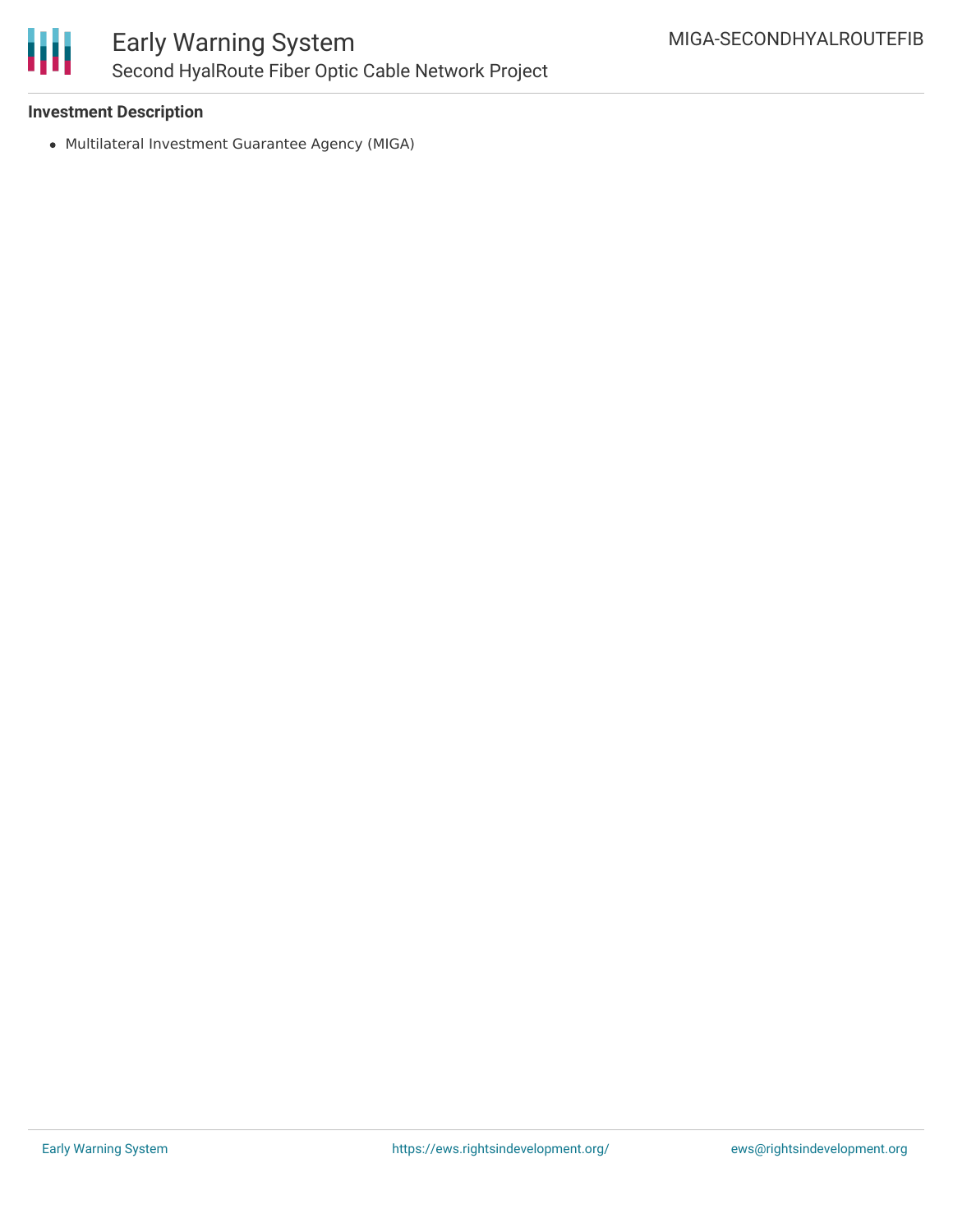### Investment Description

- Multilateral Investment Guarantee Agency (MIGA)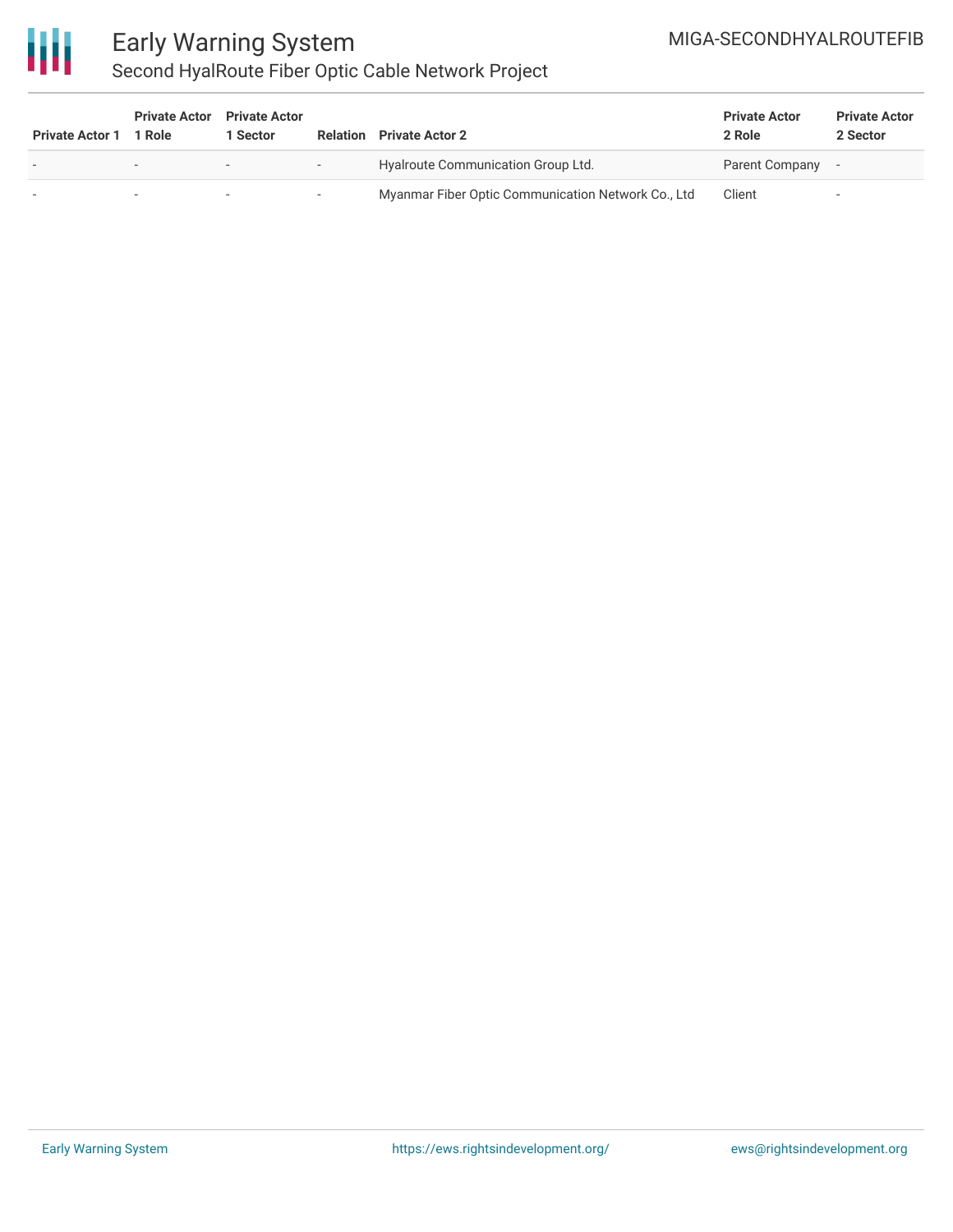| Private Actor 1 | Private Actor 1 Role | Private Actor 1 Sector | Relation | Private Actor 2 | Private Actor 2 Role | Private Actor 2 Sector |
|---|---|---|---|---|---|---|
| - | - | - | - | Hyalroute Communication Group Ltd. | Parent Company | - |
| - | - | - | - | Myanmar Fiber Optic Communication Network Co., Ltd | Client | - |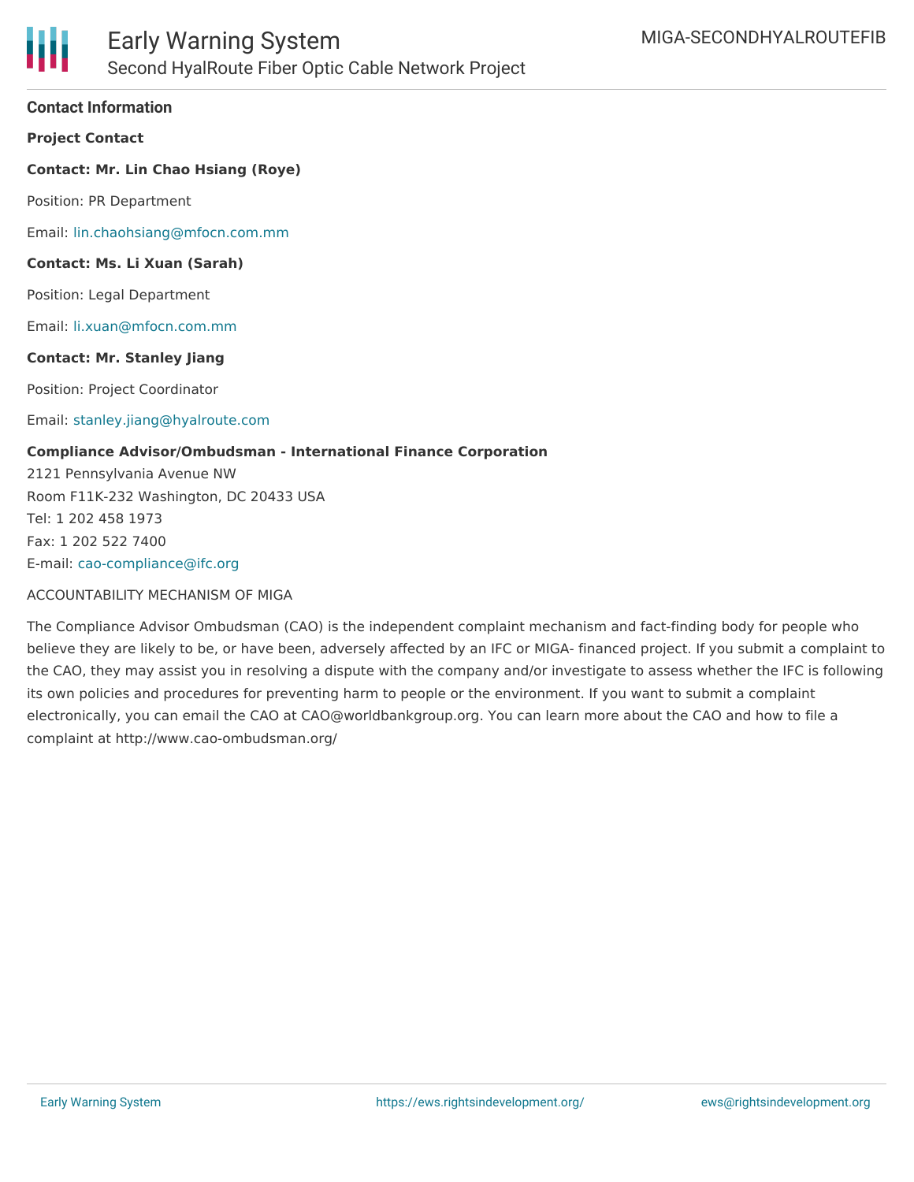**Contact Information**

**Project Contact**

**Contact: Mr. Lin Chao Hsiang (Roye)**

Position: PR Department

Email: lin.chaohsiang@mfocn.com.mm

**Contact: Ms. Li Xuan (Sarah)**

Position: Legal Department

Email: li.xuan@mfocn.com.mm

**Contact: Mr. Stanley Jiang**

Position: Project Coordinator

Email: stanley.jiang@hyalroute.com

**Compliance Advisor/Ombudsman - International Finance Corporation**
2121 Pennsylvania Avenue NW
Room F11K-232 Washington, DC 20433 USA
Tel: 1 202 458 1973
Fax: 1 202 522 7400
E-mail: cao-compliance@ifc.org

ACCOUNTABILITY MECHANISM OF MIGA

The Compliance Advisor Ombudsman (CAO) is the independent complaint mechanism and fact-finding body for people who believe they are likely to be, or have been, adversely affected by an IFC or MIGA- financed project. If you submit a complaint to the CAO, they may assist you in resolving a dispute with the company and/or investigate to assess whether the IFC is following its own policies and procedures for preventing harm to people or the environment. If you want to submit a complaint electronically, you can email the CAO at CAO@worldbankgroup.org. You can learn more about the CAO and how to file a complaint at http://www.cao-ombudsman.org/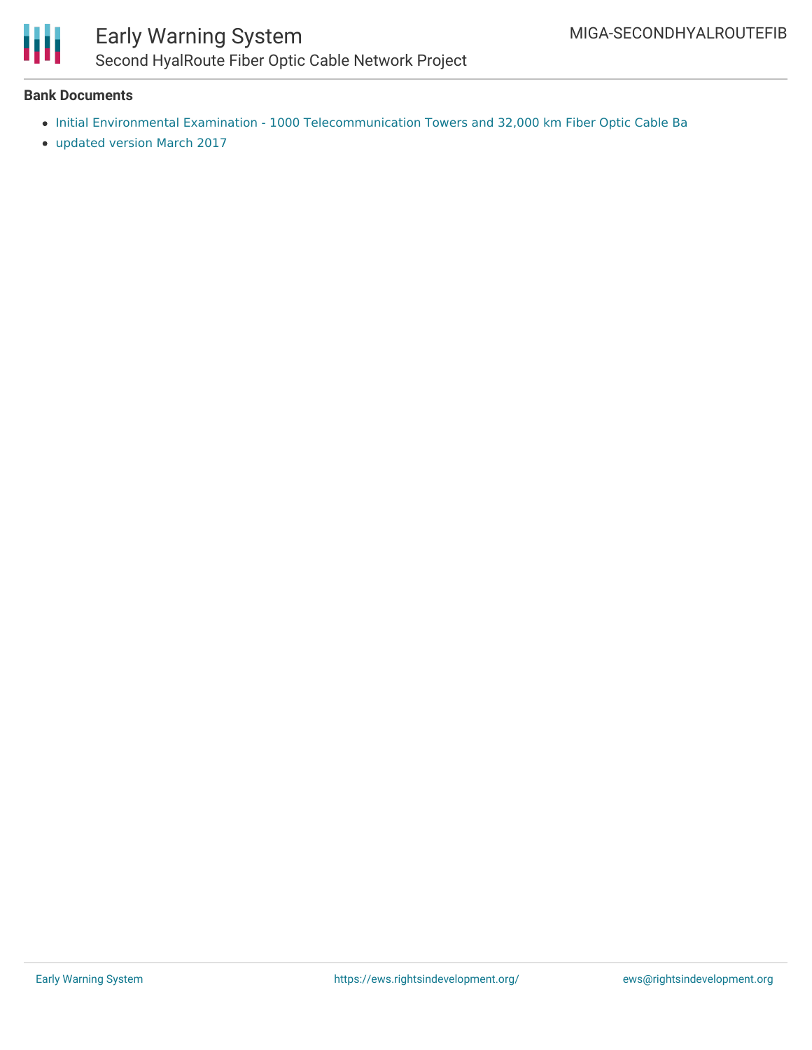**Bank Documents**

- Initial Environmental Examination - 1000 Telecommunication Towers and 32,000 km Fiber Optic Cable Ba
- updated version March 2017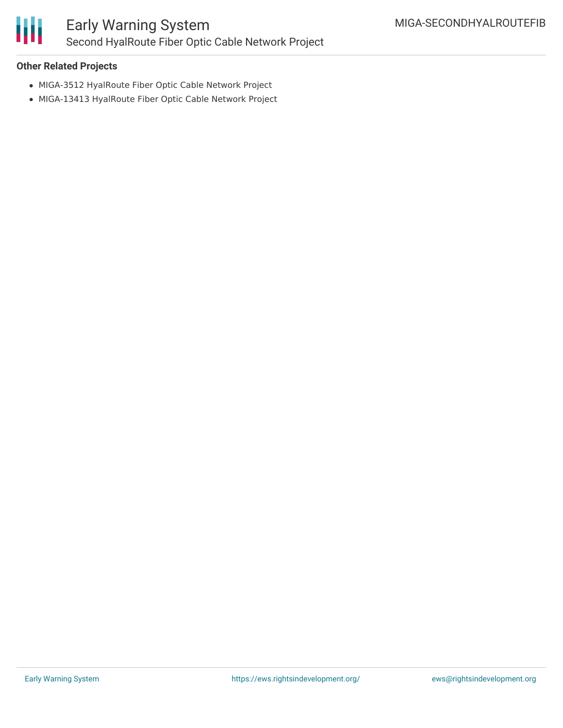### Other Related Projects

- MIGA-3512 HyalRoute Fiber Optic Cable Network Project
- MIGA-13413 HyalRoute Fiber Optic Cable Network Project